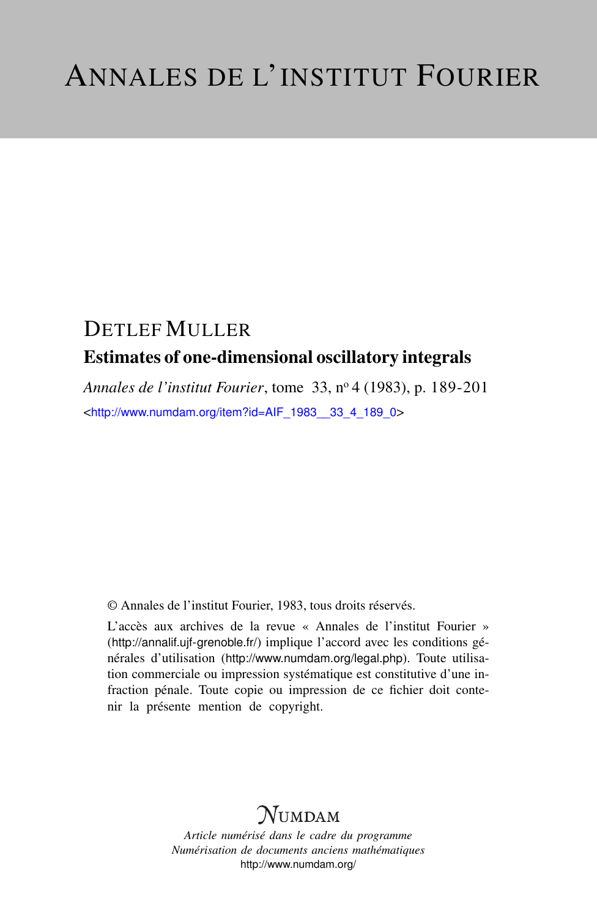# ANNALES DE L'INSTITUT FOURIER

DETLEF MULLER

## Estimates of one-dimensional oscillatory integrals

*Annales de l'institut Fourier*, tome 33, nº 4 (1983), p. 189-201

<http://www.numdam.org/item?id=AIF_1983__33_4_189_0>

© Annales de l'institut Fourier, 1983, tous droits réservés.

L'accès aux archives de la revue « Annales de l'institut Fourier » (http://annalif.ujf-grenoble.fr/) implique l'accord avec les conditions générales d'utilisation (http://www.numdam.org/legal.php). Toute utilisation commerciale ou impression systématique est constitutive d'une infraction pénale. Toute copie ou impression de ce fichier doit contenir la présente mention de copyright.

NUMDAM

*Article numérisé dans le cadre du programme Numérisation de documents anciens mathématiques*

http://www.numdam.org/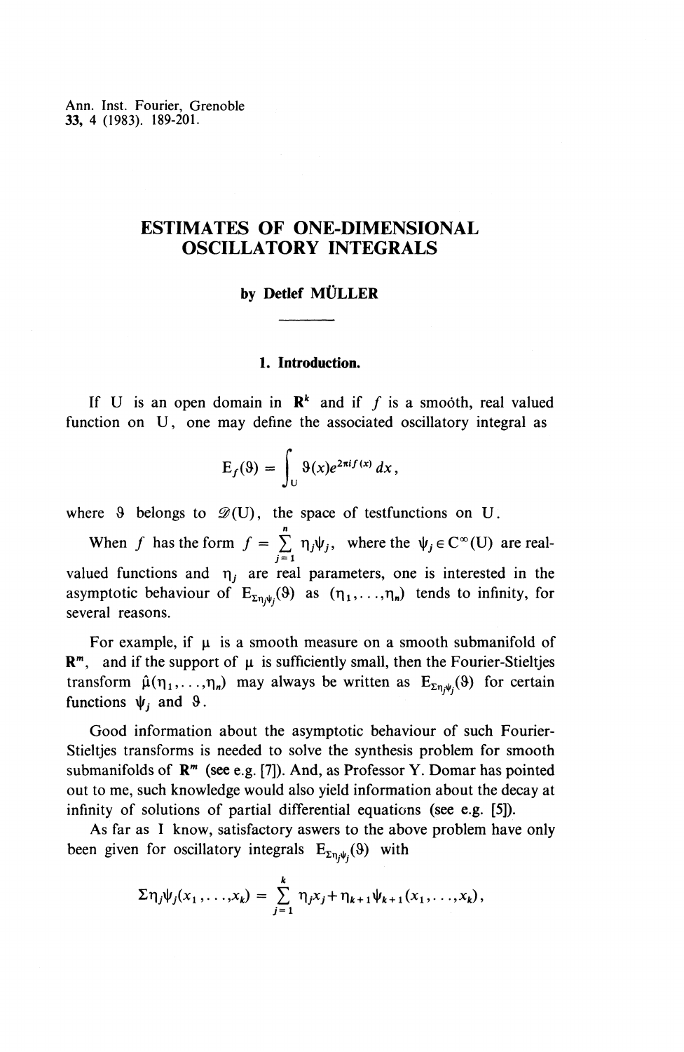# ESTIMATES OF ONE-DIMENSIONAL OSCILLATORY INTEGRALS

**by Detlef MÜLLER**

## 1. Introduction.

If U is an open domain in $\mathbf{R}^k$ and if $f$ is a smooth, real valued function on U, one may define the associated oscillatory integral as

$$E_f(\vartheta) = \int_U \vartheta(x) e^{2\pi i f(x)}\, dx,$$

where $\vartheta$ belongs to $\mathscr{D}(U)$, the space of testfunctions on U.

When $f$ has the form $f = \sum_{j=1}^{n} \eta_j \psi_j$, where the $\psi_j \in C^\infty(U)$ are real-valued functions and $\eta_j$ are real parameters, one is interested in the asymptotic behaviour of $E_{\Sigma \eta_j \psi_j}(\vartheta)$ as $(\eta_1, \ldots, \eta_n)$ tends to infinity, for several reasons.

For example, if $\mu$ is a smooth measure on a smooth submanifold of $\mathbf{R}^m$, and if the support of $\mu$ is sufficiently small, then the Fourier-Stieltjes transform $\hat{\mu}(\eta_1, \ldots, \eta_n)$ may always be written as $E_{\Sigma \eta_j \psi_j}(\vartheta)$ for certain functions $\psi_j$ and $\vartheta$.

Good information about the asymptotic behaviour of such Fourier-Stieltjes transforms is needed to solve the synthesis problem for smooth submanifolds of $\mathbf{R}^m$ (see e.g. [7]). And, as Professor Y. Domar has pointed out to me, such knowledge would also yield information about the decay at infinity of solutions of partial differential equations (see e.g. [5]).

As far as I know, satisfactory aswers to the above problem have only been given for oscillatory integrals $E_{\Sigma \eta_j \psi_j}(\vartheta)$ with

$$\Sigma \eta_j \psi_j(x_1, \ldots, x_k) = \sum_{j=1}^{k} \eta_j x_j + \eta_{k+1} \psi_{k+1}(x_1, \ldots, x_k),$$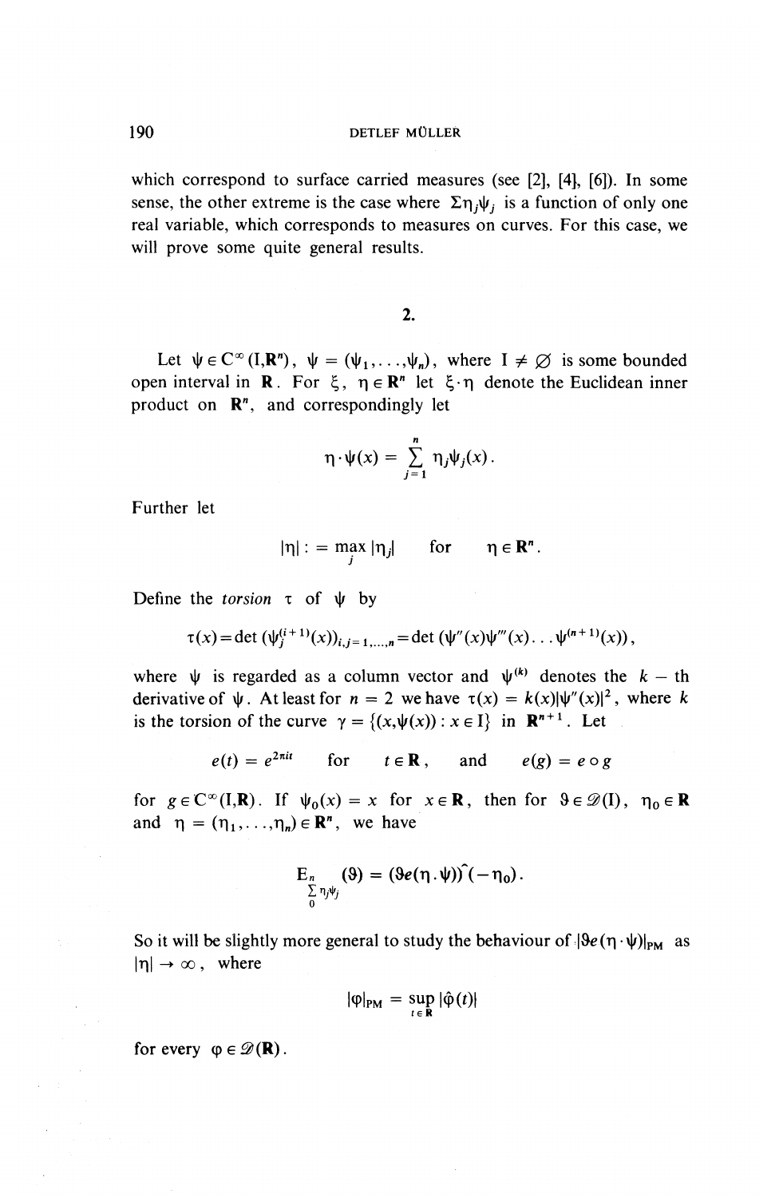which correspond to surface carried measures (see [2], [4], [6]). In some sense, the other extreme is the case where $\Sigma\eta_j\psi_j$ is a function of only one real variable, which corresponds to measures on curves. For this case, we will prove some quite general results.

## 2.

Let $\psi \in C^\infty(I,\mathbf{R}^n)$, $\psi = (\psi_1,\ldots,\psi_n)$, where $I \neq \varnothing$ is some bounded open interval in $\mathbf{R}$. For $\xi$, $\eta \in \mathbf{R}^n$ let $\xi\cdot\eta$ denote the Euclidean inner product on $\mathbf{R}^n$, and correspondingly let

$$\eta\cdot\psi(x) = \sum_{j=1}^{n} \eta_j\psi_j(x).$$

Further let

$$|\eta| := \max_j |\eta_j| \quad \text{for} \quad \eta \in \mathbf{R}^n.$$

Define the *torsion* $\tau$ of $\psi$ by

$$\tau(x) = \det(\psi_j^{(i+1)}(x))_{i,j=1,\ldots,n} = \det(\psi''(x)\psi'''(x)\ldots\psi^{(n+1)}(x)),$$

where $\psi$ is regarded as a column vector and $\psi^{(k)}$ denotes the $k$ – th derivative of $\psi$. At least for $n = 2$ we have $\tau(x) = k(x)|\psi''(x)|^2$, where $k$ is the torsion of the curve $\gamma = \{(x,\psi(x)) : x \in I\}$ in $\mathbf{R}^{n+1}$. Let

$$e(t) = e^{2\pi i t} \quad \text{for} \quad t \in \mathbf{R}, \quad \text{and} \quad e(g) = e \circ g$$

for $g \in C^\infty(I,\mathbf{R})$. If $\psi_0(x) = x$ for $x \in \mathbf{R}$, then for $\vartheta \in \mathscr{D}(I)$, $\eta_0 \in \mathbf{R}$ and $\eta = (\eta_1,\ldots,\eta_n) \in \mathbf{R}^n$, we have

$$E_{\substack{n\\ \sum \eta_j\psi_j \\ 0}}(\vartheta) = (\vartheta e(\eta\cdot\psi))\hat{\ }(-\eta_0).$$

So it will be slightly more general to study the behaviour of $|\vartheta e(\eta\cdot\psi)|_{PM}$ as $|\eta| \to \infty$, where

$$|\varphi|_{PM} = \sup_{t\in\mathbf{R}} |\hat{\varphi}(t)|$$

for every $\varphi \in \mathscr{D}(\mathbf{R})$.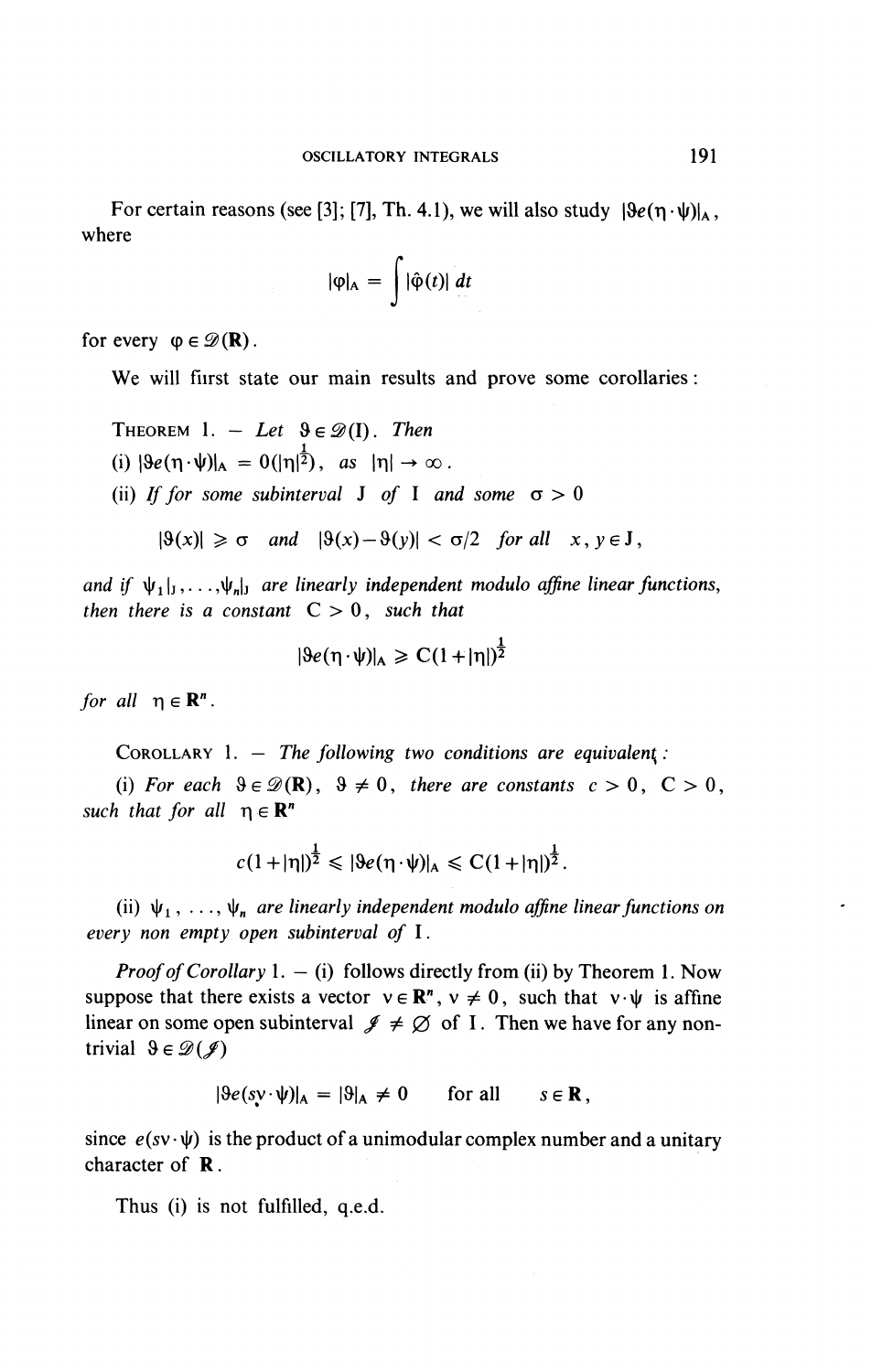For certain reasons (see [3]; [7], Th. 4.1), we will also study $|\vartheta e(\eta \cdot \psi)|_A$, where

$$|\varphi|_A = \int |\hat{\varphi}(t)|\, dt$$

for every $\varphi \in \mathcal{D}(\mathbf{R})$.

We will first state our main results and prove some corollaries:

THEOREM 1. — *Let* $\vartheta \in \mathcal{D}(\mathrm{I})$. *Then*

(i) $|\vartheta e(\eta \cdot \psi)|_A = 0(|\eta|^{\frac{1}{2}})$, *as* $|\eta| \to \infty$.

(ii) *If for some subinterval* J *of* I *and some* $\sigma > 0$

$$|\vartheta(x)| \geqslant \sigma \quad \text{and} \quad |\vartheta(x) - \vartheta(y)| < \sigma/2 \quad \text{for all} \quad x, y \in \mathrm{J},$$

*and if* $\psi_1|_{\mathrm{J}}, \ldots, \psi_n|_{\mathrm{J}}$ *are linearly independent modulo affine linear functions, then there is a constant* $\mathrm{C} > 0$, *such that*

$$|\vartheta e(\eta \cdot \psi)|_A \geqslant \mathrm{C}(1 + |\eta|)^{\frac{1}{2}}$$

*for all* $\eta \in \mathbf{R}^n$.

COROLLARY 1. — *The following two conditions are equivalent:*

(i) *For each* $\vartheta \in \mathcal{D}(\mathbf{R})$, $\vartheta \neq 0$, *there are constants* $c > 0$, $\mathrm{C} > 0$, *such that for all* $\eta \in \mathbf{R}^n$

$$c(1 + |\eta|)^{\frac{1}{2}} \leqslant |\vartheta e(\eta \cdot \psi)|_A \leqslant \mathrm{C}(1 + |\eta|)^{\frac{1}{2}}.$$

(ii) $\psi_1, \ldots, \psi_n$ *are linearly independent modulo affine linear functions on every non empty open subinterval of* I.

*Proof of Corollary* 1. — (i) follows directly from (ii) by Theorem 1. Now suppose that there exists a vector $v \in \mathbf{R}^n$, $v \neq 0$, such that $v \cdot \psi$ is affine linear on some open subinterval $\mathcal{J} \neq \varnothing$ of I. Then we have for any non-trivial $\vartheta \in \mathcal{D}(\mathcal{J})$

$$|\vartheta e(sv \cdot \psi)|_A = |\vartheta|_A \neq 0 \qquad \text{for all} \qquad s \in \mathbf{R},$$

since $e(sv \cdot \psi)$ is the product of a unimodular complex number and a unitary character of $\mathbf{R}$.

Thus (i) is not fulfilled, q.e.d.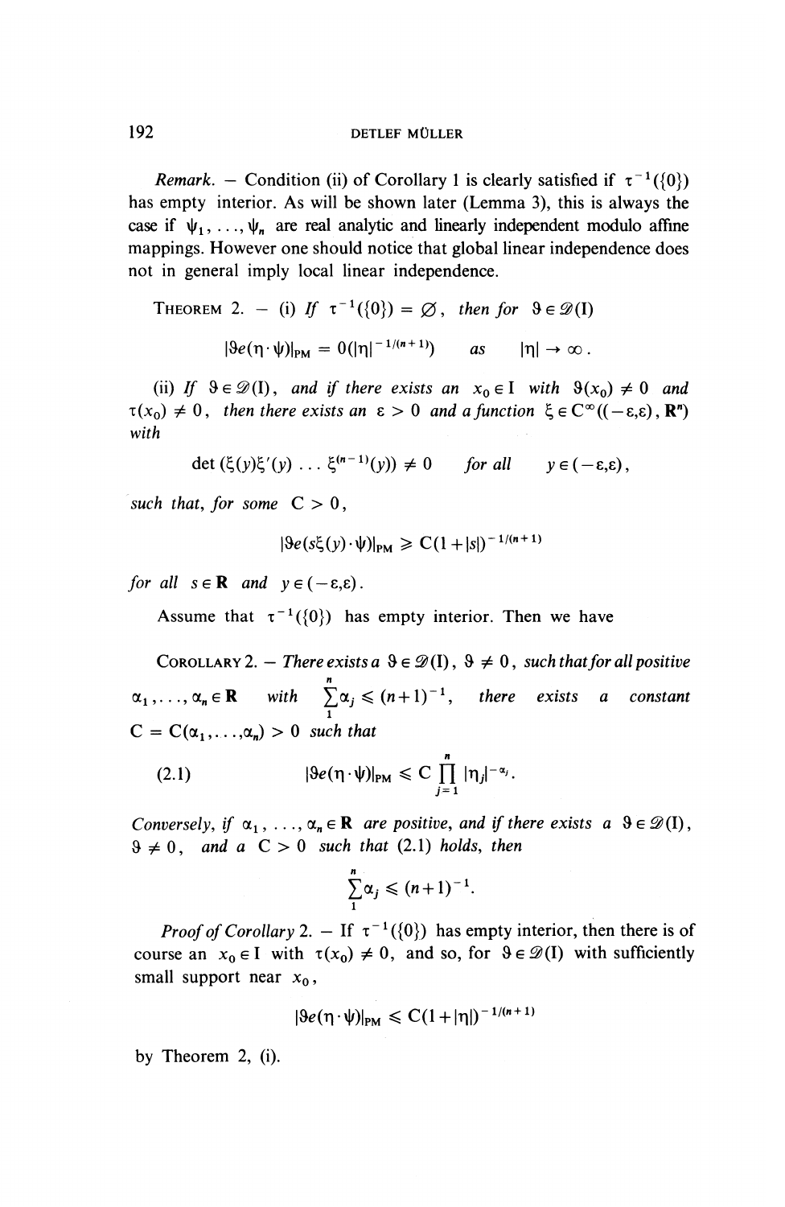*Remark.* — Condition (ii) of Corollary 1 is clearly satisfied if $\tau^{-1}(\{0\})$ has empty interior. As will be shown later (Lemma 3), this is always the case if $\psi_1, \ldots, \psi_n$ are real analytic and linearly independent modulo affine mappings. However one should notice that global linear independence does not in general imply local linear independence.

THEOREM 2. — (i) *If* $\tau^{-1}(\{0\}) = \varnothing$, *then for* $\vartheta \in \mathcal{D}(\mathrm{I})$

$$|\vartheta e(\eta \cdot \psi)|_{\mathrm{PM}} = 0(|\eta|^{-1/(n+1)}) \qquad \text{as} \qquad |\eta| \to \infty.$$

(ii) *If* $\vartheta \in \mathcal{D}(\mathrm{I})$, *and if there exists an* $x_0 \in \mathrm{I}$ *with* $\vartheta(x_0) \neq 0$ *and* $\tau(x_0) \neq 0$, *then there exists an* $\varepsilon > 0$ *and a function* $\xi \in \mathrm{C}^\infty((-\varepsilon,\varepsilon), \mathbf{R}^n)$ *with*

$$\det\,(\xi(y)\xi'(y)\,\ldots\,\xi^{(n-1)}(y)) \neq 0 \qquad \textit{for all} \qquad y \in (-\varepsilon,\varepsilon),$$

*such that, for some* $\mathrm{C} > 0$,

$$|\vartheta e(s\xi(y) \cdot \psi)|_{\mathrm{PM}} \geqslant \mathrm{C}(1+|s|)^{-1/(n+1)}$$

*for all* $s \in \mathbf{R}$ *and* $y \in (-\varepsilon,\varepsilon)$.

Assume that $\tau^{-1}(\{0\})$ has empty interior. Then we have

COROLLARY 2. — *There exists a* $\vartheta \in \mathcal{D}(\mathrm{I})$, $\vartheta \neq 0$, *such that for all positive* $\alpha_1, \ldots, \alpha_n \in \mathbf{R}$ *with* $\sum_1^n \alpha_j \leqslant (n+1)^{-1}$, *there exists a constant* $\mathrm{C} = \mathrm{C}(\alpha_1, \ldots, \alpha_n) > 0$ *such that*

$$|\vartheta e(\eta \cdot \psi)|_{\mathrm{PM}} \leqslant \mathrm{C} \prod_{j=1}^{n} |\eta_j|^{-\alpha_j}. \tag{2.1}$$

*Conversely, if* $\alpha_1, \ldots, \alpha_n \in \mathbf{R}$ *are positive, and if there exists a* $\vartheta \in \mathcal{D}(\mathrm{I})$, $\vartheta \neq 0$, *and a* $\mathrm{C} > 0$ *such that* (2.1) *holds, then*

$$\sum_1^n \alpha_j \leqslant (n+1)^{-1}.$$

*Proof of Corollary* 2. — If $\tau^{-1}(\{0\})$ has empty interior, then there is of course an $x_0 \in \mathrm{I}$ with $\tau(x_0) \neq 0$, and so, for $\vartheta \in \mathcal{D}(\mathrm{I})$ with sufficiently small support near $x_0$,

$$|\vartheta e(\eta \cdot \psi)|_{\mathrm{PM}} \leqslant \mathrm{C}(1+|\eta|)^{-1/(n+1)}$$

by Theorem 2, (i).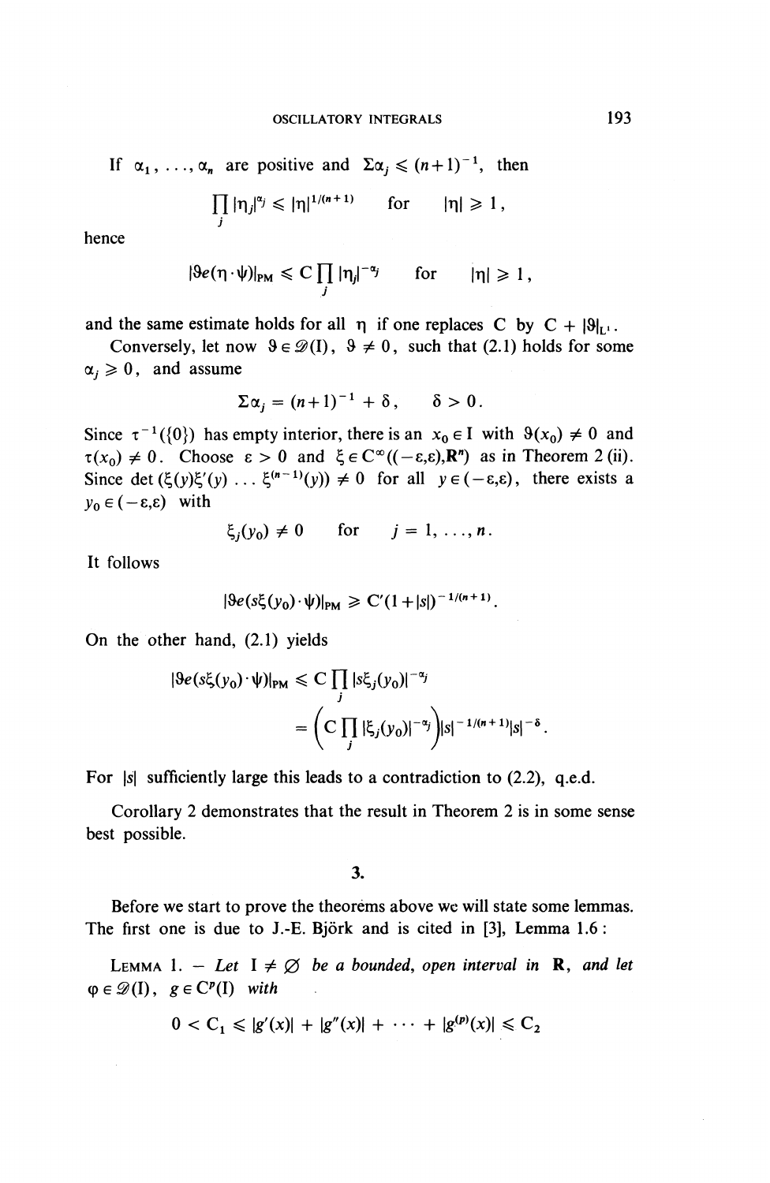If $\alpha_1, \ldots, \alpha_n$ are positive and $\Sigma\alpha_j \leqslant (n+1)^{-1}$, then

$$\prod_j |\eta_j|^{\alpha_j} \leqslant |\eta|^{1/(n+1)} \quad \text{for} \quad |\eta| \geqslant 1,$$

hence

$$|\vartheta e(\eta \cdot \psi)|_{\mathrm{PM}} \leqslant C \prod_j |\eta_j|^{-\alpha_j} \quad \text{for} \quad |\eta| \geqslant 1,$$

and the same estimate holds for all $\eta$ if one replaces C by $C + |\vartheta|_{L^1}$.

Conversely, let now $\vartheta \in \mathscr{D}(\mathrm{I})$, $\vartheta \neq 0$, such that (2.1) holds for some $\alpha_j \geqslant 0$, and assume

$$\Sigma\alpha_j = (n+1)^{-1} + \delta, \qquad \delta > 0.$$

Since $\tau^{-1}(\{0\})$ has empty interior, there is an $x_0 \in \mathrm{I}$ with $\vartheta(x_0) \neq 0$ and $\tau(x_0) \neq 0$. Choose $\varepsilon > 0$ and $\xi \in C^\infty((-\varepsilon,\varepsilon),\mathbf{R}^n)$ as in Theorem 2 (ii). Since $\det(\xi(y)\xi'(y) \ldots \xi^{(n-1)}(y)) \neq 0$ for all $y \in (-\varepsilon,\varepsilon)$, there exists a $y_0 \in (-\varepsilon,\varepsilon)$ with

$$\xi_j(y_0) \neq 0 \quad \text{for} \quad j = 1, \ldots, n.$$

It follows

$$|\vartheta e(s\xi(y_0)\cdot\psi)|_{\mathrm{PM}} \geqslant C'(1+|s|)^{-1/(n+1)}.$$

On the other hand, (2.1) yields

$$|\vartheta e(s\xi(y_0)\cdot\psi)|_{\mathrm{PM}} \leqslant C \prod_j |s\xi_j(y_0)|^{-\alpha_j}$$
$$= \left(C \prod_j |\xi_j(y_0)|^{-\alpha_j}\right)|s|^{-1/(n+1)}|s|^{-\delta}.$$

For $|s|$ sufficiently large this leads to a contradiction to (2.2), q.e.d.

Corollary 2 demonstrates that the result in Theorem 2 is in some sense best possible.

## 3.

Before we start to prove the theorems above we will state some lemmas. The first one is due to J.-E. Björk and is cited in [3], Lemma 1.6 :

Lemma 1. — *Let* $\mathrm{I} \neq \emptyset$ *be a bounded, open interval in* $\mathbf{R}$, *and let* $\varphi \in \mathscr{D}(\mathrm{I})$, $g \in C^p(\mathrm{I})$ *with*

$$0 < C_1 \leqslant |g'(x)| + |g''(x)| + \cdots + |g^{(p)}(x)| \leqslant C_2$$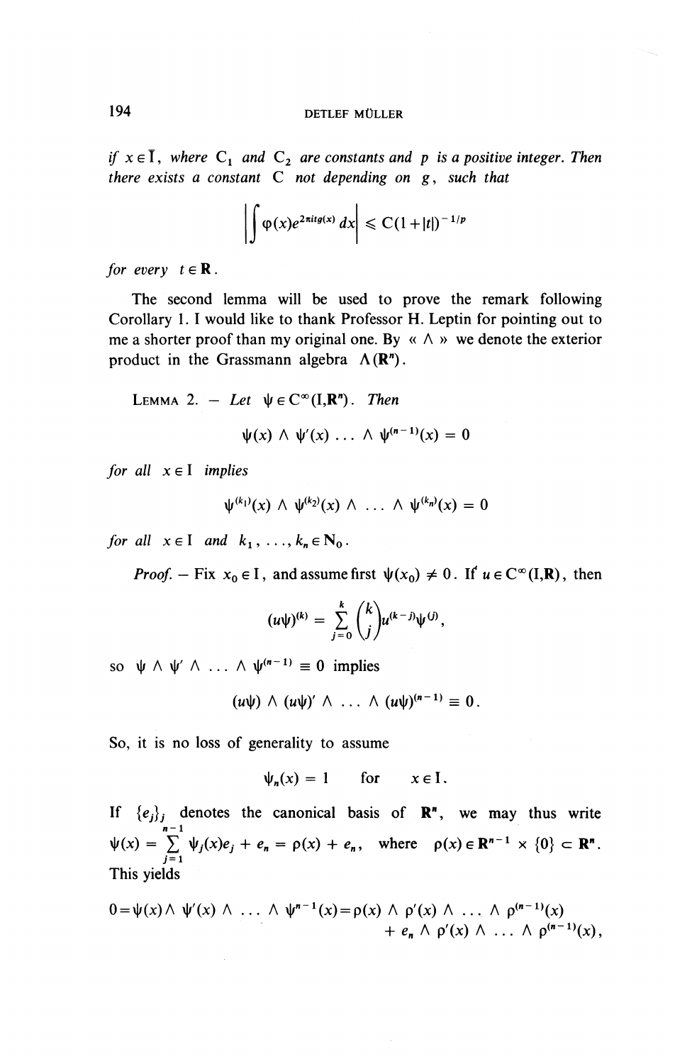*if* $x \in \bar{I}$, *where* $C_1$ *and* $C_2$ *are constants and* $p$ *is a positive integer. Then there exists a constant* $C$ *not depending on* $g$, *such that*

$$\left| \int \varphi(x) e^{2\pi i t g(x)} \, dx \right| \leqslant C(1+|t|)^{-1/p}$$

*for every* $t \in \mathbf{R}$.

The second lemma will be used to prove the remark following Corollary 1. I would like to thank Professor H. Leptin for pointing out to me a shorter proof than my original one. By « $\wedge$ » we denote the exterior product in the Grassmann algebra $\Lambda(\mathbf{R}^n)$.

LEMMA 2. — *Let* $\psi \in C^\infty(I, \mathbf{R}^n)$. *Then*

$$\psi(x) \wedge \psi'(x) \ldots \wedge \psi^{(n-1)}(x) = 0$$

*for all* $x \in I$ *implies*

$$\psi^{(k_1)}(x) \wedge \psi^{(k_2)}(x) \wedge \ldots \wedge \psi^{(k_n)}(x) = 0$$

*for all* $x \in I$ *and* $k_1, \ldots, k_n \in \mathbf{N}_0$.

*Proof.* — Fix $x_0 \in I$, and assume first $\psi(x_0) \neq 0$. If $u \in C^\infty(I, \mathbf{R})$, then

$$(u\psi)^{(k)} = \sum_{j=0}^{k} \binom{k}{j} u^{(k-j)} \psi^{(j)},$$

so $\psi \wedge \psi' \wedge \ldots \wedge \psi^{(n-1)} \equiv 0$ implies

$$(u\psi) \wedge (u\psi)' \wedge \ldots \wedge (u\psi)^{(n-1)} \equiv 0.$$

So, it is no loss of generality to assume

$$\psi_n(x) = 1 \quad \text{for} \quad x \in I.$$

If $\{e_j\}_j$ denotes the canonical basis of $\mathbf{R}^n$, we may thus write $\psi(x) = \sum_{j=1}^{n-1} \psi_j(x) e_j + e_n = \rho(x) + e_n$, where $\rho(x) \in \mathbf{R}^{n-1} \times \{0\} \subset \mathbf{R}^n$. This yields

$$0 = \psi(x) \wedge \psi'(x) \wedge \ldots \wedge \psi^{n-1}(x) = \rho(x) \wedge \rho'(x) \wedge \ldots \wedge \rho^{(n-1)}(x) + e_n \wedge \rho'(x) \wedge \ldots \wedge \rho^{(n-1)}(x),$$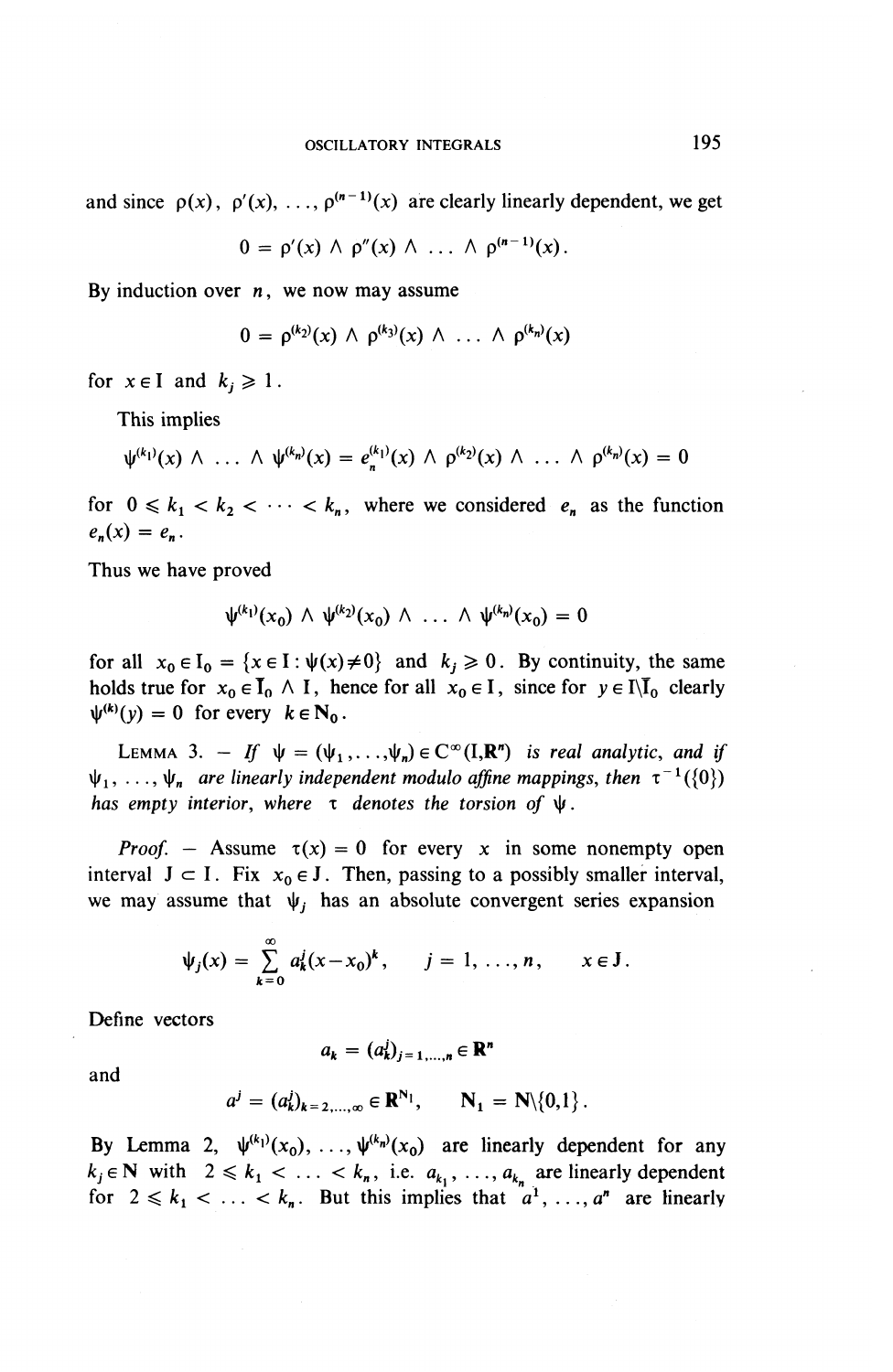and since $\rho(x)$, $\rho'(x)$, ..., $\rho^{(n-1)}(x)$ are clearly linearly dependent, we get

$$0 = \rho'(x) \wedge \rho''(x) \wedge \ldots \wedge \rho^{(n-1)}(x).$$

By induction over $n$, we now may assume

$$0 = \rho^{(k_2)}(x) \wedge \rho^{(k_3)}(x) \wedge \ldots \wedge \rho^{(k_n)}(x)$$

for $x \in I$ and $k_j \geqslant 1$.

This implies

$$\psi^{(k_1)}(x) \wedge \ldots \wedge \psi^{(k_n)}(x) = e_n^{(k_1)}(x) \wedge \rho^{(k_2)}(x) \wedge \ldots \wedge \rho^{(k_n)}(x) = 0$$

for $0 \leqslant k_1 < k_2 < \cdots < k_n$, where we considered $e_n$ as the function $e_n(x) = e_n$.

Thus we have proved

$$\psi^{(k_1)}(x_0) \wedge \psi^{(k_2)}(x_0) \wedge \ldots \wedge \psi^{(k_n)}(x_0) = 0$$

for all $x_0 \in I_0 = \{x \in I : \psi(x) \neq 0\}$ and $k_j \geqslant 0$. By continuity, the same holds true for $x_0 \in \bar{I}_0 \wedge I$, hence for all $x_0 \in I$, since for $y \in I \backslash \bar{I}_0$ clearly $\psi^{(k)}(y) = 0$ for every $k \in \mathbf{N}_0$.

LEMMA 3. — *If* $\psi = (\psi_1, \ldots, \psi_n) \in C^\infty(I, \mathbf{R}^n)$ *is real analytic, and if* $\psi_1, \ldots, \psi_n$ *are linearly independent modulo affine mappings, then* $\tau^{-1}(\{0\})$ *has empty interior, where* $\tau$ *denotes the torsion of* $\psi$.

*Proof.* — Assume $\tau(x) = 0$ for every $x$ in some nonempty open interval $J \subset I$. Fix $x_0 \in J$. Then, passing to a possibly smaller interval, we may assume that $\psi_j$ has an absolute convergent series expansion

$$\psi_j(x) = \sum_{k=0}^{\infty} a_k^j (x - x_0)^k, \qquad j = 1, \ldots, n, \qquad x \in J.$$

Define vectors

$$a_k = (a_k^j)_{j=1,\ldots,n} \in \mathbf{R}^n$$

and

$$a^j = (a_k^j)_{k=2,\ldots,\infty} \in \mathbf{R}^{\mathbf{N}_1}, \qquad \mathbf{N}_1 = \mathbf{N} \backslash \{0,1\}.$$

By Lemma 2, $\psi^{(k_1)}(x_0), \ldots, \psi^{(k_n)}(x_0)$ are linearly dependent for any $k_j \in \mathbf{N}$ with $2 \leqslant k_1 < \ldots < k_n$, i.e. $a_{k_1}, \ldots, a_{k_n}$ are linearly dependent for $2 \leqslant k_1 < \ldots < k_n$. But this implies that $a^1, \ldots, a^n$ are linearly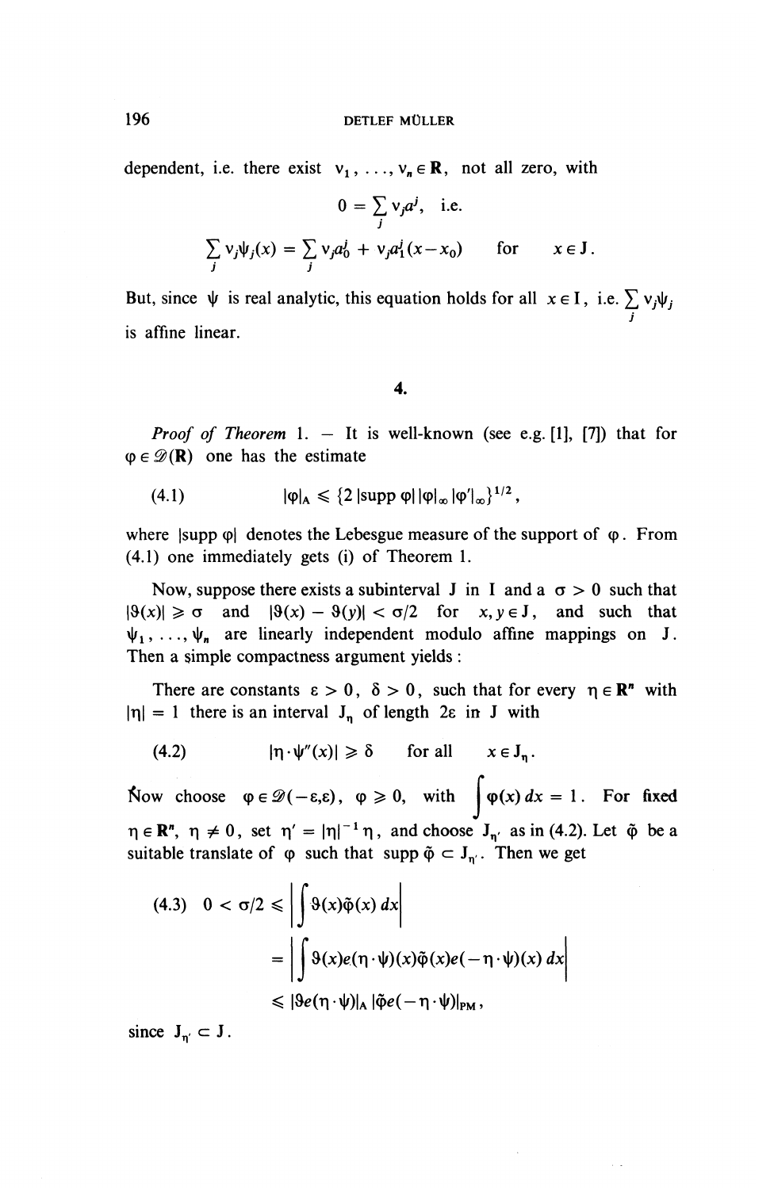dependent, i.e. there exist $\nu_1, \ldots, \nu_n \in \mathbf{R}$, not all zero, with

$$0 = \sum_j \nu_j a^j, \quad \text{i.e.}$$

$$\sum_j \nu_j \psi_j(x) = \sum_j \nu_j a_0^j + \nu_j a_1^j (x - x_0) \qquad \text{for} \qquad x \in \mathrm{J}.$$

But, since $\psi$ is real analytic, this equation holds for all $x \in \mathrm{I}$, i.e. $\sum_j \nu_j \psi_j$ is affine linear.

## 4.

*Proof of Theorem* 1. — It is well-known (see e.g. [1], [7]) that for $\varphi \in \mathscr{D}(\mathbf{R})$ one has the estimate

$$|\varphi|_{\mathrm{A}} \leqslant \{2\, |\mathrm{supp}\, \varphi|\, |\varphi|_\infty\, |\varphi'|_\infty\}^{1/2}, \tag{4.1}$$

where $|\mathrm{supp}\, \varphi|$ denotes the Lebesgue measure of the support of $\varphi$. From (4.1) one immediately gets (i) of Theorem 1.

Now, suppose there exists a subinterval J in I and a $\sigma > 0$ such that $|\vartheta(x)| \geqslant \sigma$ and $|\vartheta(x) - \vartheta(y)| < \sigma/2$ for $x, y \in \mathrm{J}$, and such that $\psi_1, \ldots, \psi_n$ are linearly independent modulo affine mappings on J. Then a simple compactness argument yields :

There are constants $\varepsilon > 0$, $\delta > 0$, such that for every $\eta \in \mathbf{R}^n$ with $|\eta| = 1$ there is an interval $\mathrm{J}_\eta$ of length $2\varepsilon$ in J with

$$|\eta \cdot \psi''(x)| \geqslant \delta \qquad \text{for all} \qquad x \in \mathrm{J}_\eta. \tag{4.2}$$

Now choose $\varphi \in \mathscr{D}(-\varepsilon, \varepsilon)$, $\varphi \geqslant 0$, with $\int \varphi(x)\, dx = 1$. For fixed $\eta \in \mathbf{R}^n$, $\eta \neq 0$, set $\eta' = |\eta|^{-1} \eta$, and choose $\mathrm{J}_{\eta'}$ as in (4.2). Let $\tilde{\varphi}$ be a suitable translate of $\varphi$ such that $\mathrm{supp}\, \tilde{\varphi} \subset \mathrm{J}_{\eta'}$. Then we get

$$\begin{aligned}
(4.3) \quad 0 < \sigma/2 &\leqslant \left| \int \vartheta(x) \tilde{\varphi}(x)\, dx \right| \\
&= \left| \int \vartheta(x) e(\eta \cdot \psi)(x) \tilde{\varphi}(x) e(-\eta \cdot \psi)(x)\, dx \right| \\
&\leqslant |\vartheta e(\eta \cdot \psi)|_{\mathrm{A}}\, |\tilde{\varphi} e(-\eta \cdot \psi)|_{\mathrm{PM}},
\end{aligned}$$

since $\mathrm{J}_{\eta'} \subset \mathrm{J}$.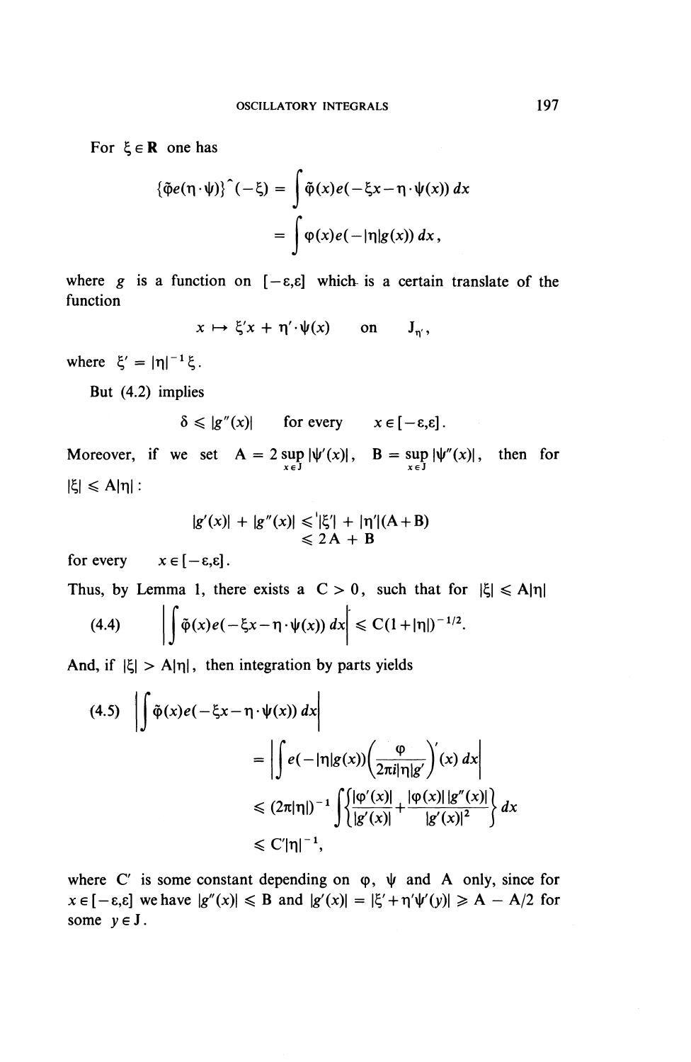For $\xi \in \mathbf{R}$ one has

$$\{\tilde{\varphi} e(\eta \cdot \psi)\}^{\wedge}(-\xi) = \int \tilde{\varphi}(x) e(-\xi x - \eta \cdot \psi(x))\, dx$$
$$= \int \varphi(x) e(-|\eta| g(x))\, dx,$$

where $g$ is a function on $[-\varepsilon, \varepsilon]$ which is a certain translate of the function

$$x \mapsto \xi' x + \eta' \cdot \psi(x) \quad \text{on} \quad J_{\eta'},$$

where $\xi' = |\eta|^{-1} \xi$.

But (4.2) implies

$$\delta \leqslant |g''(x)| \quad \text{for every} \quad x \in [-\varepsilon, \varepsilon].$$

Moreover, if we set $A = 2 \sup_{x \in J} |\psi'(x)|$, $B = \sup_{x \in J} |\psi''(x)|$, then for $|\xi| \leqslant A|\eta|$:

$$|g'(x)| + |g''(x)| \leqslant |\xi'| + |\eta'|(A + B)$$
$$\leqslant 2A + B$$

for every $\quad x \in [-\varepsilon, \varepsilon]$.

Thus, by Lemma 1, there exists a $C > 0$, such that for $|\xi| \leqslant A|\eta|$

$$\left| \int \tilde{\varphi}(x) e(-\xi x - \eta \cdot \psi(x))\, dx \right| \leqslant C(1 + |\eta|)^{-1/2}. \tag{4.4}$$

And, if $|\xi| > A|\eta|$, then integration by parts yields

$$\left| \int \tilde{\varphi}(x) e(-\xi x - \eta \cdot \psi(x))\, dx \right| \tag{4.5}$$
$$= \left| \int e(-|\eta| g(x)) \left( \frac{\varphi}{2\pi i |\eta| g'} \right)'(x)\, dx \right|$$
$$\leqslant (2\pi|\eta|)^{-1} \int \left\{ \frac{|\varphi'(x)|}{|g'(x)|} + \frac{|\varphi(x)|\,|g''(x)|}{|g'(x)|^2} \right\} dx$$
$$\leqslant C'|\eta|^{-1},$$

where $C'$ is some constant depending on $\varphi$, $\psi$ and $A$ only, since for $x \in [-\varepsilon, \varepsilon]$ we have $|g''(x)| \leqslant B$ and $|g'(x)| = |\xi' + \eta' \psi'(y)| \geqslant A - A/2$ for some $y \in J$.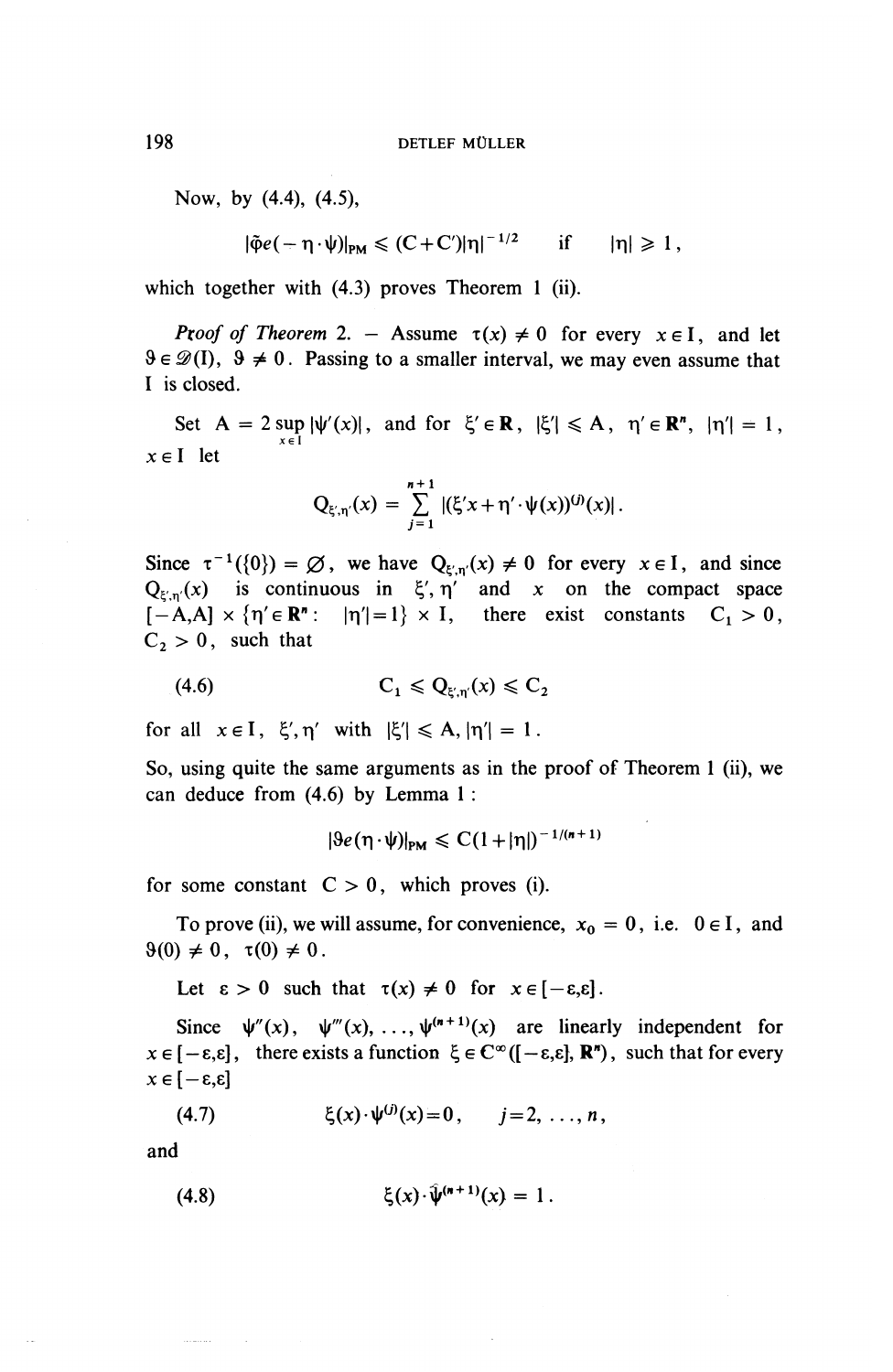Now, by (4.4), (4.5),

$$|\tilde{\varphi} e(-\eta \cdot \psi)|_{PM} \leqslant (C+C')|\eta|^{-1/2} \quad \text{if} \quad |\eta| \geqslant 1,$$

which together with (4.3) proves Theorem 1 (ii).

*Proof of Theorem* 2. — Assume $\tau(x) \neq 0$ for every $x \in I$, and let $\vartheta \in \mathscr{D}(I)$, $\vartheta \neq 0$. Passing to a smaller interval, we may even assume that I is closed.

Set $A = 2 \sup_{x \in I} |\psi'(x)|$, and for $\xi' \in \mathbf{R}$, $|\xi'| \leqslant A$, $\eta' \in \mathbf{R}^n$, $|\eta'| = 1$, $x \in I$ let

$$Q_{\xi',\eta'}(x) = \sum_{j=1}^{n+1} |(\xi' x + \eta' \cdot \psi(x))^{(j)}(x)|.$$

Since $\tau^{-1}(\{0\}) = \varnothing$, we have $Q_{\xi',\eta'}(x) \neq 0$ for every $x \in I$, and since $Q_{\xi',\eta'}(x)$ is continuous in $\xi', \eta'$ and $x$ on the compact space $[-A,A] \times \{\eta' \in \mathbf{R}^n : \ |\eta'|=1\} \times I$, there exist constants $C_1 > 0$, $C_2 > 0$, such that

$$C_1 \leqslant Q_{\xi',\eta'}(x) \leqslant C_2 \tag{4.6}$$

for all $x \in I$, $\xi', \eta'$ with $|\xi'| \leqslant A, |\eta'| = 1$.

So, using quite the same arguments as in the proof of Theorem 1 (ii), we can deduce from (4.6) by Lemma 1 :

$$|\vartheta e(\eta \cdot \psi)|_{PM} \leqslant C(1+|\eta|)^{-1/(n+1)}$$

for some constant $C > 0$, which proves (i).

To prove (ii), we will assume, for convenience, $x_0 = 0$, i.e. $0 \in I$, and $\vartheta(0) \neq 0$, $\tau(0) \neq 0$.

Let $\varepsilon > 0$ such that $\tau(x) \neq 0$ for $x \in [-\varepsilon,\varepsilon]$.

Since $\psi''(x), \ \psi'''(x), \ldots, \psi^{(n+1)}(x)$ are linearly independent for $x \in [-\varepsilon,\varepsilon]$, there exists a function $\xi \in C^\infty([-\varepsilon,\varepsilon], \mathbf{R}^n)$, such that for every $x \in [-\varepsilon,\varepsilon]$

$$\xi(x) \cdot \psi^{(j)}(x) = 0, \qquad j = 2, \ldots, n, \tag{4.7}$$

and

$$\xi(x) \cdot \hat{\psi}^{(n+1)}(x) = 1. \tag{4.8}$$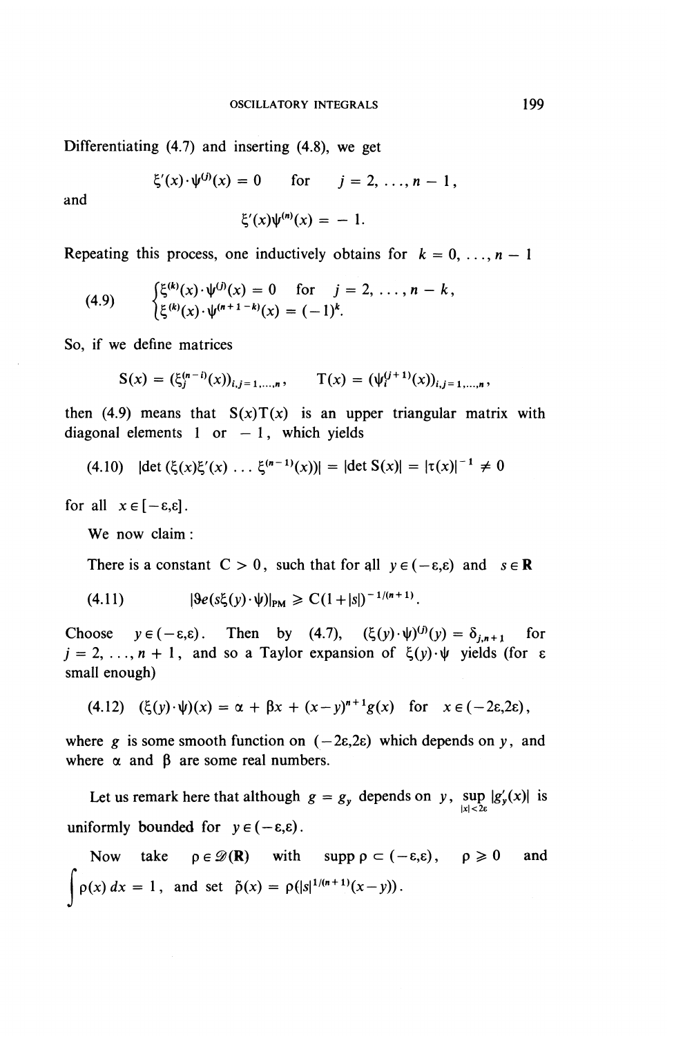Differentiating (4.7) and inserting (4.8), we get

$$\xi'(x)\cdot\psi^{(j)}(x) = 0 \quad \text{for} \quad j = 2, \ldots, n-1,$$

and

$$\xi'(x)\psi^{(n)}(x) = -1.$$

Repeating this process, one inductively obtains for $k = 0, \ldots, n-1$

$$\text{(4.9)} \qquad \begin{cases} \xi^{(k)}(x)\cdot\psi^{(j)}(x) = 0 \quad \text{for} \quad j = 2, \ldots, n-k, \\ \xi^{(k)}(x)\cdot\psi^{(n+1-k)}(x) = (-1)^k. \end{cases}$$

So, if we define matrices

$$S(x) = (\xi_j^{(n-i)}(x))_{i,j=1,\ldots,n}, \qquad T(x) = (\psi_i^{(j+1)}(x))_{i,j=1,\ldots,n},$$

then (4.9) means that $S(x)T(x)$ is an upper triangular matrix with diagonal elements 1 or $-1$, which yields

$$\text{(4.10)} \quad |\det(\xi(x)\xi'(x)\ldots\xi^{(n-1)}(x))| = |\det S(x)| = |\tau(x)|^{-1} \neq 0$$

for all $x \in [-\varepsilon, \varepsilon]$.

We now claim:

There is a constant $C > 0$, such that for all $y \in (-\varepsilon, \varepsilon)$ and $s \in \mathbf{R}$

$$\text{(4.11)} \qquad |\mathcal{R}e(s\xi(y)\cdot\psi)|_{PM} \geqslant C(1+|s|)^{-1/(n+1)}.$$

Choose $y \in (-\varepsilon, \varepsilon)$. Then by (4.7), $(\xi(y)\cdot\psi)^{(j)}(y) = \delta_{j,n+1}$ for $j = 2, \ldots, n+1$, and so a Taylor expansion of $\xi(y)\cdot\psi$ yields (for $\varepsilon$ small enough)

$$\text{(4.12)} \quad (\xi(y)\cdot\psi)(x) = \alpha + \beta x + (x-y)^{n+1}g(x) \quad \text{for} \quad x \in (-2\varepsilon, 2\varepsilon),$$

where $g$ is some smooth function on $(-2\varepsilon, 2\varepsilon)$ which depends on $y$, and where $\alpha$ and $\beta$ are some real numbers.

Let us remark here that although $g = g_y$ depends on $y$, $\sup\limits_{|x|<2\varepsilon} |g_y'(x)|$ is uniformly bounded for $y \in (-\varepsilon, \varepsilon)$.

Now take $\rho \in \mathcal{D}(\mathbf{R})$ with $\operatorname{supp}\rho \subset (-\varepsilon, \varepsilon)$, $\rho \geqslant 0$ and $\int \rho(x)\,dx = 1$, and set $\tilde{\rho}(x) = \rho(|s|^{1/(n+1)}(x-y))$.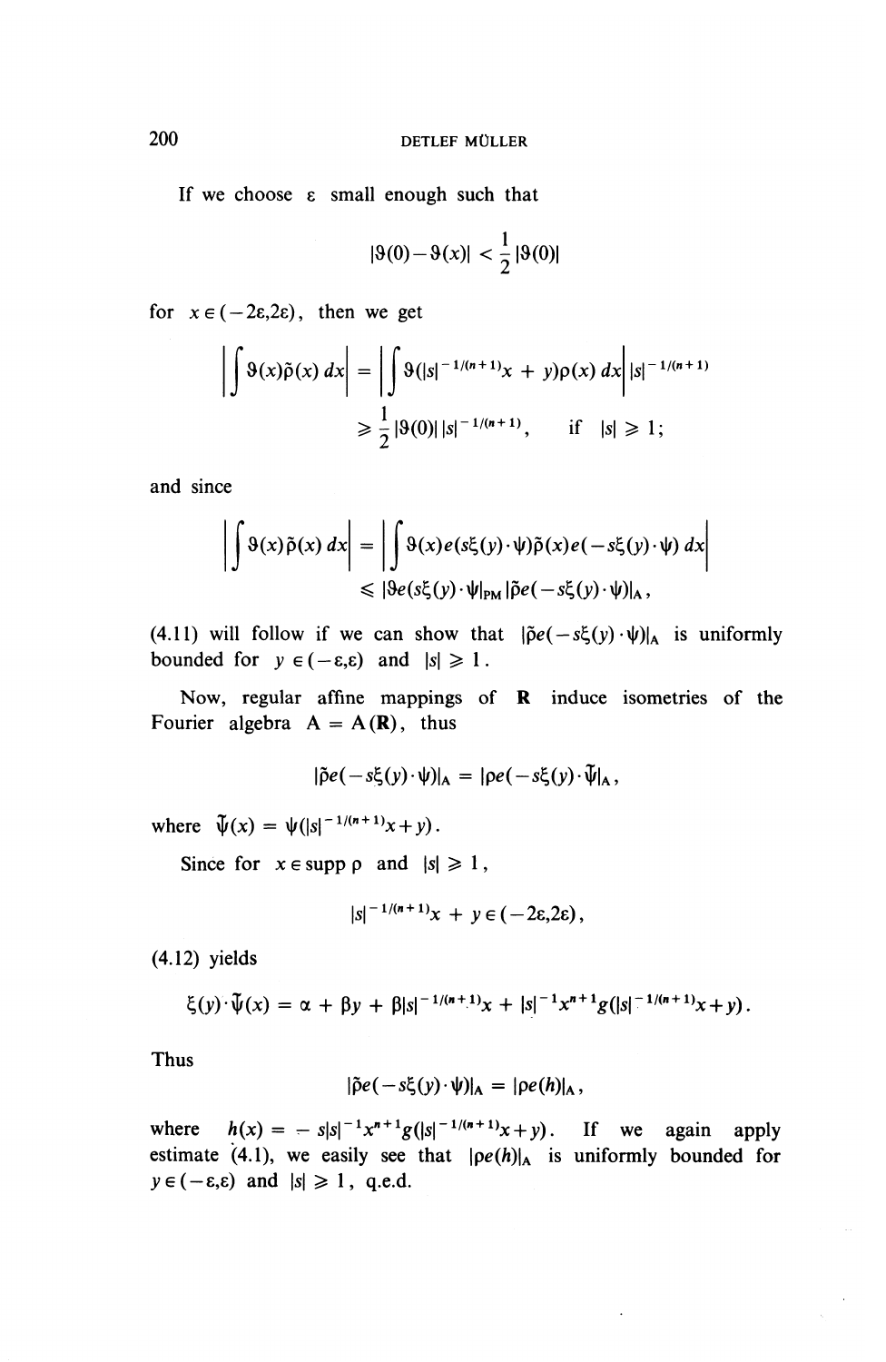If we choose ε small enough such that

$$|\vartheta(0)-\vartheta(x)| < \frac{1}{2}|\vartheta(0)|$$

for $x \in (-2\varepsilon, 2\varepsilon)$, then we get

$$\left|\int \vartheta(x)\tilde{\rho}(x)\,dx\right| = \left|\int \vartheta(|s|^{-1/(n+1)}x + y)\rho(x)\,dx\right| |s|^{-1/(n+1)}$$

$$\geqslant \frac{1}{2}|\vartheta(0)|\,|s|^{-1/(n+1)}, \qquad \text{if } |s| \geqslant 1;$$

and since

$$\left|\int \vartheta(x)\tilde{\rho}(x)\,dx\right| = \left|\int \vartheta(x)e(s\xi(y)\cdot\psi)\tilde{\rho}(x)e(-s\xi(y)\cdot\psi)\,dx\right|$$

$$\leqslant |\vartheta e(s\xi(y)\cdot\psi|_{\mathrm{PM}}\,|\tilde{\rho}e(-s\xi(y)\cdot\psi)|_{\mathrm{A}},$$

(4.11) will follow if we can show that $|\tilde{\rho}e(-s\xi(y)\cdot\psi)|_{\mathrm{A}}$ is uniformly bounded for $y \in (-\varepsilon,\varepsilon)$ and $|s| \geqslant 1$.

Now, regular affine mappings of $\mathbf{R}$ induce isometries of the Fourier algebra $\mathrm{A} = \mathrm{A}(\mathbf{R})$, thus

$$|\tilde{\rho}e(-s\xi(y)\cdot\psi)|_{\mathrm{A}} = |\rho e(-s\xi(y)\cdot\tilde{\psi}|_{\mathrm{A}},$$

where $\tilde{\psi}(x) = \psi(|s|^{-1/(n+1)}x + y)$.

Since for $x \in \operatorname{supp}\rho$ and $|s| \geqslant 1$,

$$|s|^{-1/(n+1)}x + y \in (-2\varepsilon, 2\varepsilon),$$

(4.12) yields

$$\xi(y)\cdot\tilde{\psi}(x) = \alpha + \beta y + \beta|s|^{-1/(n+1)}x + |s|^{-1}x^{n+1}g(|s|^{-1/(n+1)}x + y).$$

Thus

$$|\tilde{\rho}e(-s\xi(y)\cdot\psi)|_{\mathrm{A}} = |\rho e(h)|_{\mathrm{A}},$$

where $h(x) = -s|s|^{-1}x^{n+1}g(|s|^{-1/(n+1)}x + y)$. If we again apply estimate (4.1), we easily see that $|\rho e(h)|_{\mathrm{A}}$ is uniformly bounded for $y \in (-\varepsilon,\varepsilon)$ and $|s| \geqslant 1$, q.e.d.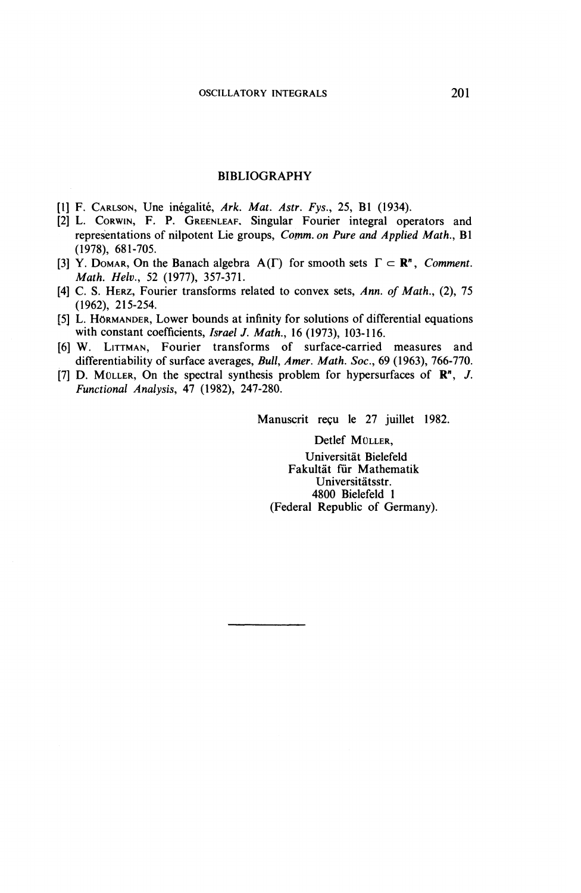## BIBLIOGRAPHY

[1] F. Carlson, Une inégalité, *Ark. Mat. Astr. Fys.*, 25, B1 (1934).

[2] L. Corwin, F. P. Greenleaf, Singular Fourier integral operators and representations of nilpotent Lie groups, *Comm. on Pure and Applied Math.*, B1 (1978), 681-705.

[3] Y. Domar, On the Banach algebra $A(\Gamma)$ for smooth sets $\Gamma \subset \mathbf{R}^n$, *Comment. Math. Helv.*, 52 (1977), 357-371.

[4] C. S. Herz, Fourier transforms related to convex sets, *Ann. of Math.*, (2), 75 (1962), 215-254.

[5] L. Hörmander, Lower bounds at infinity for solutions of differential equations with constant coefficients, *Israel J. Math.*, 16 (1973), 103-116.

[6] W. Littman, Fourier transforms of surface-carried measures and differentiability of surface averages, *Bull, Amer. Math. Soc.*, 69 (1963), 766-770.

[7] D. Müller, On the spectral synthesis problem for hypersurfaces of $\mathbf{R}^n$, *J. Functional Analysis*, 47 (1982), 247-280.

Manuscrit reçu le 27 juillet 1982.

Detlef Müller,
Universität Bielefeld
Fakultät für Mathematik
Universitätsstr.
4800 Bielefeld 1
(Federal Republic of Germany).